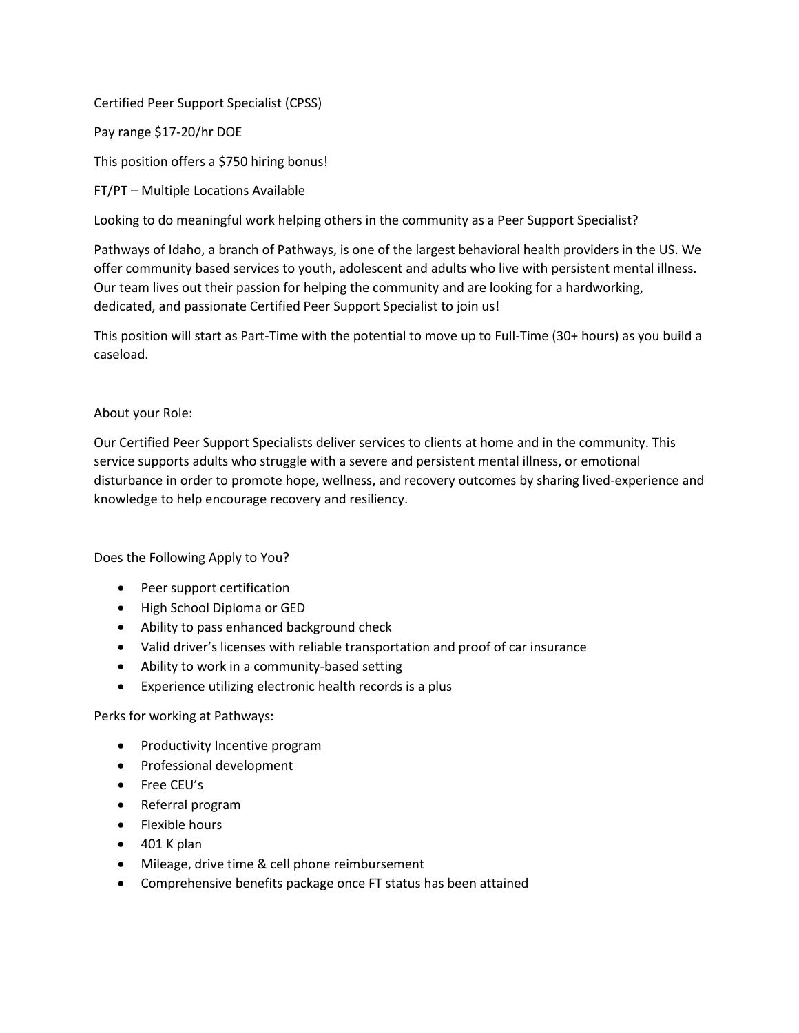Certified Peer Support Specialist (CPSS)

Pay range $17-20/hr DOE

This position offers a $750 hiring bonus!

FT/PT – Multiple Locations Available

Looking to do meaningful work helping others in the community as a Peer Support Specialist?

Pathways of Idaho, a branch of Pathways, is one of the largest behavioral health providers in the US. We offer community based services to youth, adolescent and adults who live with persistent mental illness. Our team lives out their passion for helping the community and are looking for a hardworking, dedicated, and passionate Certified Peer Support Specialist to join us!

This position will start as Part-Time with the potential to move up to Full-Time (30+ hours) as you build a caseload.

About your Role:

Our Certified Peer Support Specialists deliver services to clients at home and in the community. This service supports adults who struggle with a severe and persistent mental illness, or emotional disturbance in order to promote hope, wellness, and recovery outcomes by sharing lived-experience and knowledge to help encourage recovery and resiliency.

Does the Following Apply to You?

- Peer support certification
- High School Diploma or GED
- Ability to pass enhanced background check
- Valid driver's licenses with reliable transportation and proof of car insurance
- Ability to work in a community-based setting
- Experience utilizing electronic health records is a plus

Perks for working at Pathways:

- Productivity Incentive program
- Professional development
- Free CEU's
- Referral program
- Flexible hours
- 401 K plan
- Mileage, drive time & cell phone reimbursement
- Comprehensive benefits package once FT status has been attained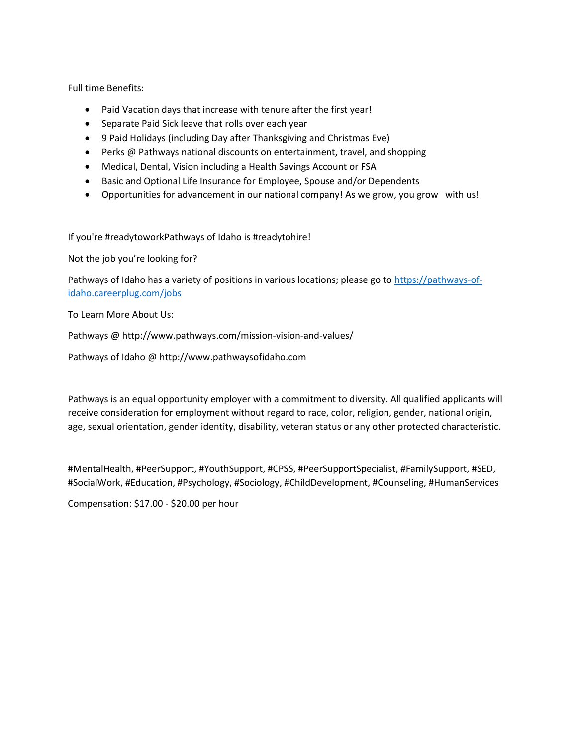Full time Benefits:

- Paid Vacation days that increase with tenure after the first year!
- Separate Paid Sick leave that rolls over each year
- 9 Paid Holidays (including Day after Thanksgiving and Christmas Eve)
- Perks @ Pathways national discounts on entertainment, travel, and shopping
- Medical, Dental, Vision including a Health Savings Account or FSA
- Basic and Optional Life Insurance for Employee, Spouse and/or Dependents
- Opportunities for advancement in our national company! As we grow, you grow with us!

If you're #readytoworkPathways of Idaho is #readytohire!

Not the job you're looking for?

Pathways of Idaho has a variety of positions in various locations; please go to [https://pathways-of-idaho.careerplug.com/jobs](https://pathways-of-idaho.careerplug.com/jobs)

To Learn More About Us:

Pathways @ http://www.pathways.com/mission-vision-and-values/

Pathways of Idaho @ http://www.pathwaysofidaho.com

Pathways is an equal opportunity employer with a commitment to diversity. All qualified applicants will receive consideration for employment without regard to race, color, religion, gender, national origin, age, sexual orientation, gender identity, disability, veteran status or any other protected characteristic.

#MentalHealth, #PeerSupport, #YouthSupport, #CPSS, #PeerSupportSpecialist, #FamilySupport, #SED, #SocialWork, #Education, #Psychology, #Sociology, #ChildDevelopment, #Counseling, #HumanServices

Compensation: $17.00 - $20.00 per hour